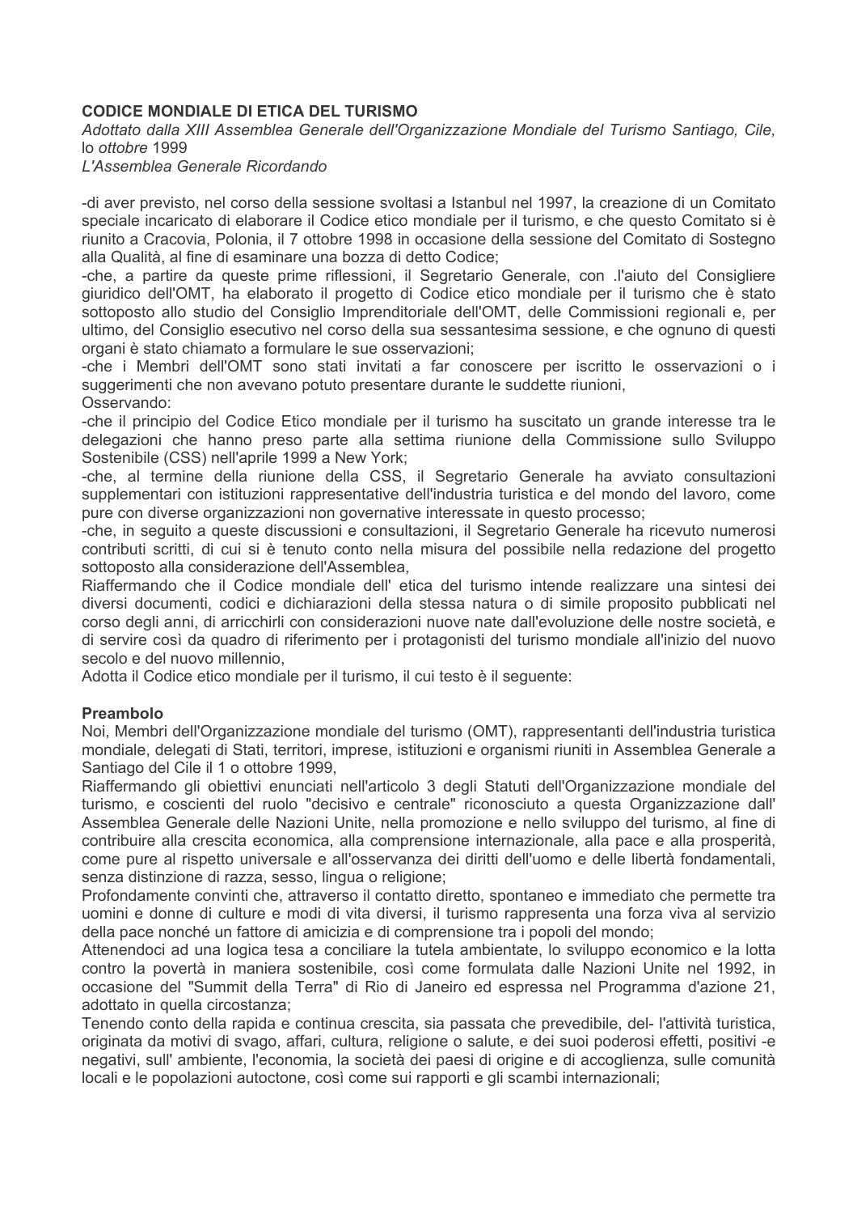**CODICE MONDIALE DI ETICA DEL TURISMO**

*Adottato dalla XIII Assemblea Generale dell'Organizzazione Mondiale del Turismo Santiago, Cile,* lo *ottobre* 1999

*L'Assemblea Generale Ricordando*

-di aver previsto, nel corso della sessione svoltasi a Istanbul nel 1997, la creazione di un Comitato speciale incaricato di elaborare il Codice etico mondiale per il turismo, e che questo Comitato si è riunito a Cracovia, Polonia, il 7 ottobre 1998 in occasione della sessione del Comitato di Sostegno alla Qualità, al fine di esaminare una bozza di detto Codice;

-che, a partire da queste prime riflessioni, il Segretario Generale, con .l'aiuto del Consigliere giuridico dell'OMT, ha elaborato il progetto di Codice etico mondiale per il turismo che è stato sottoposto allo studio del Consiglio Imprenditoriale dell'OMT, delle Commissioni regionali e, per ultimo, del Consiglio esecutivo nel corso della sua sessantesima sessione, e che ognuno di questi organi è stato chiamato a formulare le sue osservazioni;

-che i Membri dell'OMT sono stati invitati a far conoscere per iscritto le osservazioni o i suggerimenti che non avevano potuto presentare durante le suddette riunioni,

Osservando:

-che il principio del Codice Etico mondiale per il turismo ha suscitato un grande interesse tra le delegazioni che hanno preso parte alla settima riunione della Commissione sullo Sviluppo Sostenibile (CSS) nell'aprile 1999 a New York;

-che, al termine della riunione della CSS, il Segretario Generale ha avviato consultazioni supplementari con istituzioni rappresentative dell'industria turistica e del mondo del lavoro, come pure con diverse organizzazioni non governative interessate in questo processo;

-che, in seguito a queste discussioni e consultazioni, il Segretario Generale ha ricevuto numerosi contributi scritti, di cui si è tenuto conto nella misura del possibile nella redazione del progetto sottoposto alla considerazione dell'Assemblea,

Riaffermando che il Codice mondiale dell' etica del turismo intende realizzare una sintesi dei diversi documenti, codici e dichiarazioni della stessa natura o di simile proposito pubblicati nel corso degli anni, di arricchirli con considerazioni nuove nate dall'evoluzione delle nostre società, e di servire così da quadro di riferimento per i protagonisti del turismo mondiale all'inizio del nuovo secolo e del nuovo millennio,

Adotta il Codice etico mondiale per il turismo, il cui testo è il seguente:

## Preambolo

Noi, Membri dell'Organizzazione mondiale del turismo (OMT), rappresentanti dell'industria turistica mondiale, delegati di Stati, territori, imprese, istituzioni e organismi riuniti in Assemblea Generale a Santiago del Cile il 1 o ottobre 1999,

Riaffermando gli obiettivi enunciati nell'articolo 3 degli Statuti dell'Organizzazione mondiale del turismo, e coscienti del ruolo "decisivo e centrale" riconosciuto a questa Organizzazione dall' Assemblea Generale delle Nazioni Unite, nella promozione e nello sviluppo del turismo, al fine di contribuire alla crescita economica, alla comprensione internazionale, alla pace e alla prosperità, come pure al rispetto universale e all'osservanza dei diritti dell'uomo e delle libertà fondamentali, senza distinzione di razza, sesso, lingua o religione;

Profondamente convinti che, attraverso il contatto diretto, spontaneo e immediato che permette tra uomini e donne di culture e modi di vita diversi, il turismo rappresenta una forza viva al servizio della pace nonché un fattore di amicizia e di comprensione tra i popoli del mondo;

Attenendoci ad una logica tesa a conciliare la tutela ambientate, lo sviluppo economico e la lotta contro la povertà in maniera sostenibile, così come formulata dalle Nazioni Unite nel 1992, in occasione del "Summit della Terra" di Rio di Janeiro ed espressa nel Programma d'azione 21, adottato in quella circostanza;

Tenendo conto della rapida e continua crescita, sia passata che prevedibile, del- l'attività turistica, originata da motivi di svago, affari, cultura, religione o salute, e dei suoi poderosi effetti, positivi -e negativi, sull' ambiente, l'economia, la società dei paesi di origine e di accoglienza, sulle comunità locali e le popolazioni autoctone, così come sui rapporti e gli scambi internazionali;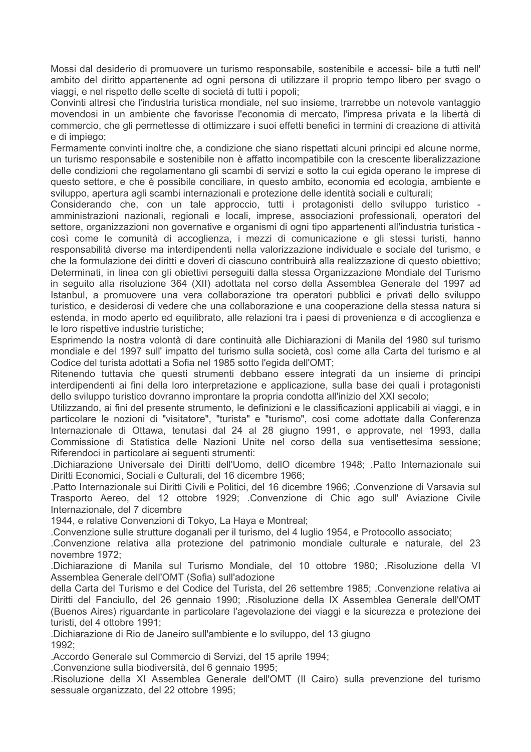Mossi dal desiderio di promuovere un turismo responsabile, sostenibile e accessi- bile a tutti nell' ambito del diritto appartenente ad ogni persona di utilizzare il proprio tempo libero per svago o viaggi, e nel rispetto delle scelte di società di tutti i popoli;

Convinti altresì che l'industria turistica mondiale, nel suo insieme, trarrebbe un notevole vantaggio movendosi in un ambiente che favorisse l'economia di mercato, l'impresa privata e la libertà di commercio, che gli permettesse di ottimizzare i suoi effetti benefici in termini di creazione di attività e di impiego;

Fermamente convinti inoltre che, a condizione che siano rispettati alcuni principi ed alcune norme, un turismo responsabile e sostenibile non è affatto incompatibile con la crescente liberalizzazione delle condizioni che regolamentano gli scambi di servizi e sotto la cui egida operano le imprese di questo settore, e che è possibile conciliare, in questo ambito, economia ed ecologia, ambiente e sviluppo, apertura agli scambi internazionali e protezione delle identità sociali e culturali;

Considerando che, con un tale approccio, tutti i protagonisti dello sviluppo turistico - amministrazioni nazionali, regionali e locali, imprese, associazioni professionali, operatori del settore, organizzazioni non governative e organismi di ogni tipo appartenenti all'industria turistica - così come le comunità di accoglienza, i mezzi di comunicazione e gli stessi turisti, hanno responsabilità diverse ma interdipendenti nella valorizzazione individuale e sociale del turismo, e che la formulazione dei diritti e doveri di ciascuno contribuirà alla realizzazione di questo obiettivo;

Determinati, in linea con gli obiettivi perseguiti dalla stessa Organizzazione Mondiale del Turismo in seguito alla risoluzione 364 (XII) adottata nel corso della Assemblea Generale del 1997 ad Istanbul, a promuovere una vera collaborazione tra operatori pubblici e privati dello sviluppo turistico, e desiderosi di vedere che una collaborazione e una cooperazione della stessa natura si estenda, in modo aperto ed equilibrato, alle relazioni tra i paesi di provenienza e di accoglienza e le loro rispettive industrie turistiche;

Esprimendo la nostra volontà di dare continuità alle Dichiarazioni di Manila del 1980 sul turismo mondiale e del 1997 sull' impatto del turismo sulla società, così come alla Carta del turismo e al Codice del turista adottati a Sofia nel 1985 sotto l'egida dell'OMT;

Ritenendo tuttavia che questi strumenti debbano essere integrati da un insieme di principi interdipendenti ai fini della loro interpretazione e applicazione, sulla base dei quali i protagonisti dello sviluppo turistico dovranno improntare la propria condotta all'inizio del XXI secolo;

Utilizzando, ai fini del presente strumento, le definizioni e le classificazioni applicabili ai viaggi, e in particolare le nozioni di "visitatore", "turista" e "turismo", così come adottate dalla Conferenza Internazionale di Ottawa, tenutasi dal 24 al 28 giugno 1991, e approvate, nel 1993, dalla Commissione di Statistica delle Nazioni Unite nel corso della sua ventisettesima sessione; Riferendoci in particolare ai seguenti strumenti:

.Dichiarazione Universale dei Diritti dell'Uomo, dellO dicembre 1948; .Patto Internazionale sui Diritti Economici, Sociali e Culturali, del 16 dicembre 1966;

.Patto Internazionale sui Diritti Civili e Politici, del 16 dicembre 1966; .Convenzione di Varsavia sul Trasporto Aereo, del 12 ottobre 1929; .Convenzione di Chic ago sull' Aviazione Civile Internazionale, del 7 dicembre

1944, e relative Convenzioni di Tokyo, La Haya e Montreal;

.Convenzione sulle strutture doganali per il turismo, del 4 luglio 1954, e Protocollo associato;

.Convenzione relativa alla protezione del patrimonio mondiale culturale e naturale, del 23 novembre 1972;

.Dichiarazione di Manila sul Turismo Mondiale, del 10 ottobre 1980; .Risoluzione della VI Assemblea Generale dell'OMT (Sofia) sull'adozione

della Carta del Turismo e del Codice del Turista, del 26 settembre 1985; .Convenzione relativa ai Diritti del Fanciullo, del 26 gennaio 1990; .Risoluzione della IX Assemblea Generale dell'OMT (Buenos Aires) riguardante in particolare l'agevolazione dei viaggi e la sicurezza e protezione dei turisti, del 4 ottobre 1991;

.Dichiarazione di Rio de Janeiro sull'ambiente e lo sviluppo, del 13 giugno 1992;

.Accordo Generale sul Commercio di Servizi, del 15 aprile 1994;

.Convenzione sulla biodiversità, del 6 gennaio 1995;

.Risoluzione della XI Assemblea Generale dell'OMT (Il Cairo) sulla prevenzione del turismo sessuale organizzato, del 22 ottobre 1995;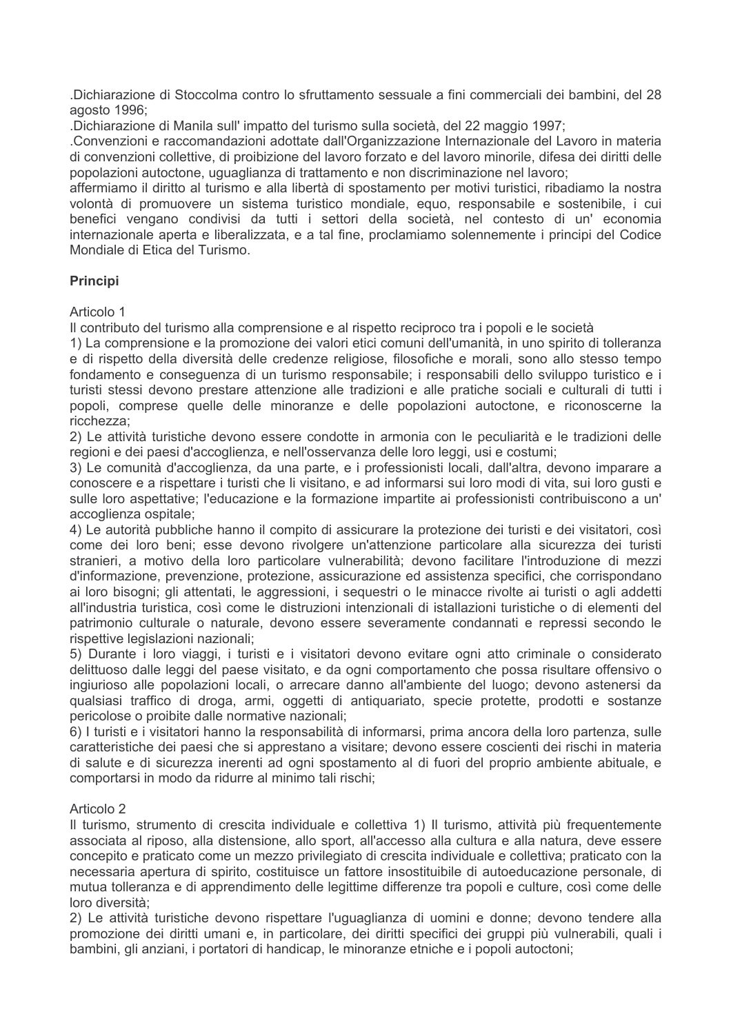.Dichiarazione di Stoccolma contro lo sfruttamento sessuale a fini commerciali dei bambini, del 28 agosto 1996;

.Dichiarazione di Manila sull' impatto del turismo sulla società, del 22 maggio 1997;

.Convenzioni e raccomandazioni adottate dall'Organizzazione Internazionale del Lavoro in materia di convenzioni collettive, di proibizione del lavoro forzato e del lavoro minorile, difesa dei diritti delle popolazioni autoctone, uguaglianza di trattamento e non discriminazione nel lavoro;

affermiamo il diritto al turismo e alla libertà di spostamento per motivi turistici, ribadiamo la nostra volontà di promuovere un sistema turistico mondiale, equo, responsabile e sostenibile, i cui benefici vengano condivisi da tutti i settori della società, nel contesto di un' economia internazionale aperta e liberalizzata, e a tal fine, proclamiamo solennemente i principi del Codice Mondiale di Etica del Turismo.

**Principi**

Articolo 1

Il contributo del turismo alla comprensione e al rispetto reciproco tra i popoli e le società

1) La comprensione e la promozione dei valori etici comuni dell'umanità, in uno spirito di tolleranza e di rispetto della diversità delle credenze religiose, filosofiche e morali, sono allo stesso tempo fondamento e conseguenza di un turismo responsabile; i responsabili dello sviluppo turistico e i turisti stessi devono prestare attenzione alle tradizioni e alle pratiche sociali e culturali di tutti i popoli, comprese quelle delle minoranze e delle popolazioni autoctone, e riconoscerne la ricchezza;

2) Le attività turistiche devono essere condotte in armonia con le peculiarità e le tradizioni delle regioni e dei paesi d'accoglienza, e nell'osservanza delle loro leggi, usi e costumi;

3) Le comunità d'accoglienza, da una parte, e i professionisti locali, dall'altra, devono imparare a conoscere e a rispettare i turisti che li visitano, e ad informarsi sui loro modi di vita, sui loro gusti e sulle loro aspettative; l'educazione e la formazione impartite ai professionisti contribuiscono a un' accoglienza ospitale;

4) Le autorità pubbliche hanno il compito di assicurare la protezione dei turisti e dei visitatori, così come dei loro beni; esse devono rivolgere un'attenzione particolare alla sicurezza dei turisti stranieri, a motivo della loro particolare vulnerabilità; devono facilitare l'introduzione di mezzi d'informazione, prevenzione, protezione, assicurazione ed assistenza specifici, che corrispondano ai loro bisogni; gli attentati, le aggressioni, i sequestri o le minacce rivolte ai turisti o agli addetti all'industria turistica, così come le distruzioni intenzionali di istallazioni turistiche o di elementi del patrimonio culturale o naturale, devono essere severamente condannati e repressi secondo le rispettive legislazioni nazionali;

5) Durante i loro viaggi, i turisti e i visitatori devono evitare ogni atto criminale o considerato delittuoso dalle leggi del paese visitato, e da ogni comportamento che possa risultare offensivo o ingiurioso alle popolazioni locali, o arrecare danno all'ambiente del luogo; devono astenersi da qualsiasi traffico di droga, armi, oggetti di antiquariato, specie protette, prodotti e sostanze pericolose o proibite dalle normative nazionali;

6) I turisti e i visitatori hanno la responsabilità di informarsi, prima ancora della loro partenza, sulle caratteristiche dei paesi che si apprestano a visitare; devono essere coscienti dei rischi in materia di salute e di sicurezza inerenti ad ogni spostamento al di fuori del proprio ambiente abituale, e comportarsi in modo da ridurre al minimo tali rischi;

Articolo 2

Il turismo, strumento di crescita individuale e collettiva 1) Il turismo, attività più frequentemente associata al riposo, alla distensione, allo sport, all'accesso alla cultura e alla natura, deve essere concepito e praticato come un mezzo privilegiato di crescita individuale e collettiva; praticato con la necessaria apertura di spirito, costituisce un fattore insostituibile di autoeducazione personale, di mutua tolleranza e di apprendimento delle legittime differenze tra popoli e culture, così come delle loro diversità;

2) Le attività turistiche devono rispettare l'uguaglianza di uomini e donne; devono tendere alla promozione dei diritti umani e, in particolare, dei diritti specifici dei gruppi più vulnerabili, quali i bambini, gli anziani, i portatori di handicap, le minoranze etniche e i popoli autoctoni;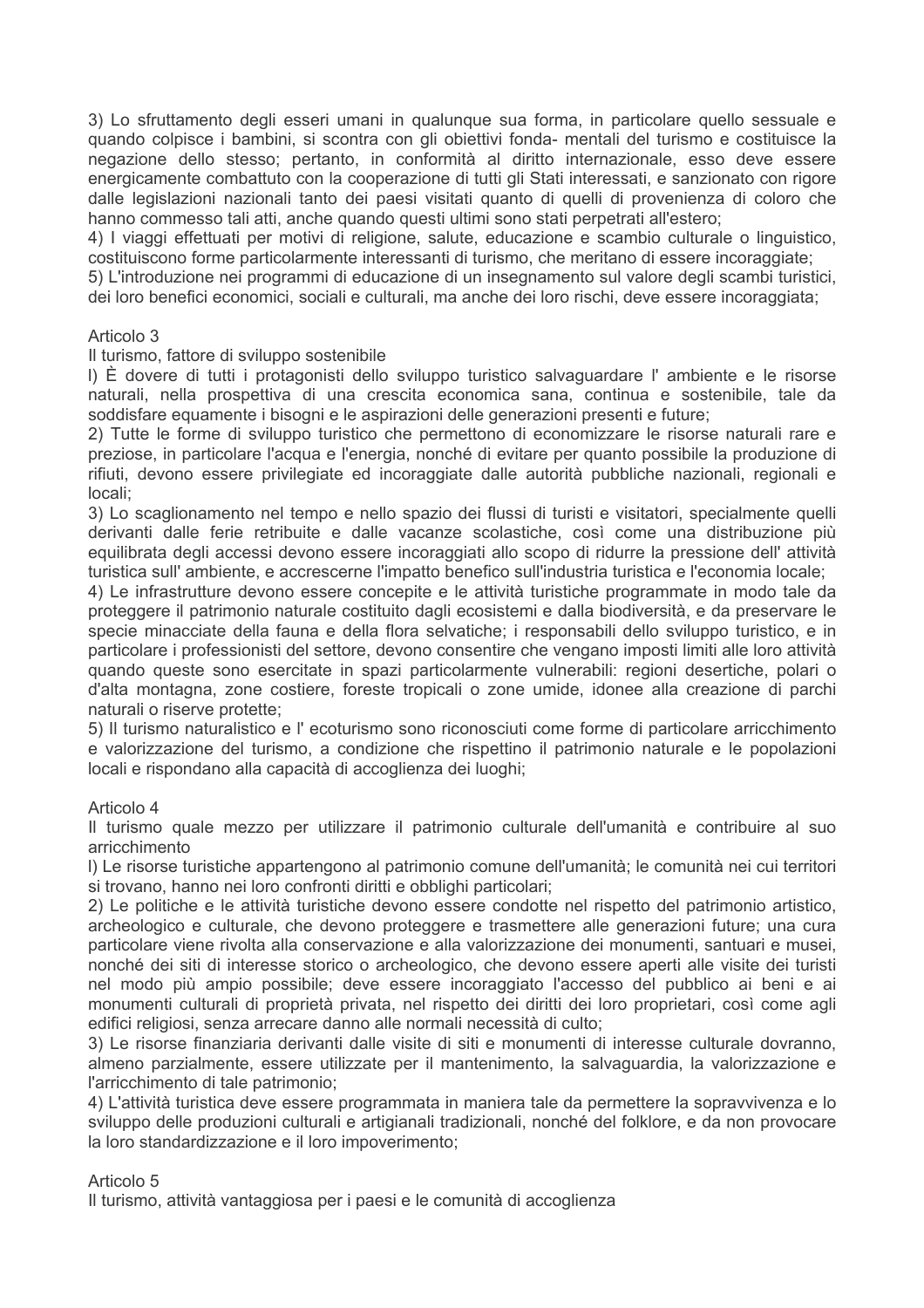3) Lo sfruttamento degli esseri umani in qualunque sua forma, in particolare quello sessuale e quando colpisce i bambini, si scontra con gli obiettivi fonda- mentali del turismo e costituisce la negazione dello stesso; pertanto, in conformità al diritto internazionale, esso deve essere energicamente combattuto con la cooperazione di tutti gli Stati interessati, e sanzionato con rigore dalle legislazioni nazionali tanto dei paesi visitati quanto di quelli di provenienza di coloro che hanno commesso tali atti, anche quando questi ultimi sono stati perpetrati all'estero;
4) I viaggi effettuati per motivi di religione, salute, educazione e scambio culturale o linguistico, costituiscono forme particolarmente interessanti di turismo, che meritano di essere incoraggiate;
5) L'introduzione nei programmi di educazione di un insegnamento sul valore degli scambi turistici, dei loro benefici economici, sociali e culturali, ma anche dei loro rischi, deve essere incoraggiata;

Articolo 3
Il turismo, fattore di sviluppo sostenibile
l) È dovere di tutti i protagonisti dello sviluppo turistico salvaguardare l' ambiente e le risorse naturali, nella prospettiva di una crescita economica sana, continua e sostenibile, tale da soddisfare equamente i bisogni e le aspirazioni delle generazioni presenti e future;
2) Tutte le forme di sviluppo turistico che permettono di economizzare le risorse naturali rare e preziose, in particolare l'acqua e l'energia, nonché di evitare per quanto possibile la produzione di rifiuti, devono essere privilegiate ed incoraggiate dalle autorità pubbliche nazionali, regionali e locali;
3) Lo scaglionamento nel tempo e nello spazio dei flussi di turisti e visitatori, specialmente quelli derivanti dalle ferie retribuite e dalle vacanze scolastiche, così come una distribuzione più equilibrata degli accessi devono essere incoraggiati allo scopo di ridurre la pressione dell' attività turistica sull' ambiente, e accrescerne l'impatto benefico sull'industria turistica e l'economia locale;
4) Le infrastrutture devono essere concepite e le attività turistiche programmate in modo tale da proteggere il patrimonio naturale costituito dagli ecosistemi e dalla biodiversità, e da preservare le specie minacciate della fauna e della flora selvatiche; i responsabili dello sviluppo turistico, e in particolare i professionisti del settore, devono consentire che vengano imposti limiti alle loro attività quando queste sono esercitate in spazi particolarmente vulnerabili: regioni desertiche, polari o d'alta montagna, zone costiere, foreste tropicali o zone umide, idonee alla creazione di parchi naturali o riserve protette;
5) Il turismo naturalistico e l' ecoturismo sono riconosciuti come forme di particolare arricchimento e valorizzazione del turismo, a condizione che rispettino il patrimonio naturale e le popolazioni locali e rispondano alla capacità di accoglienza dei luoghi;

Articolo 4
Il turismo quale mezzo per utilizzare il patrimonio culturale dell'umanità e contribuire al suo arricchimento
l) Le risorse turistiche appartengono al patrimonio comune dell'umanità; le comunità nei cui territori si trovano, hanno nei loro confronti diritti e obblighi particolari;
2) Le politiche e le attività turistiche devono essere condotte nel rispetto del patrimonio artistico, archeologico e culturale, che devono proteggere e trasmettere alle generazioni future; una cura particolare viene rivolta alla conservazione e alla valorizzazione dei monumenti, santuari e musei, nonché dei siti di interesse storico o archeologico, che devono essere aperti alle visite dei turisti nel modo più ampio possibile; deve essere incoraggiato l'accesso del pubblico ai beni e ai monumenti culturali di proprietà privata, nel rispetto dei diritti dei loro proprietari, così come agli edifici religiosi, senza arrecare danno alle normali necessità di culto;
3) Le risorse finanziaria derivanti dalle visite di siti e monumenti di interesse culturale dovranno, almeno parzialmente, essere utilizzate per il mantenimento, la salvaguardia, la valorizzazione e l'arricchimento di tale patrimonio;
4) L'attività turistica deve essere programmata in maniera tale da permettere la sopravvivenza e lo sviluppo delle produzioni culturali e artigianali tradizionali, nonché del folklore, e da non provocare la loro standardizzazione e il loro impoverimento;

Articolo 5
Il turismo, attività vantaggiosa per i paesi e le comunità di accoglienza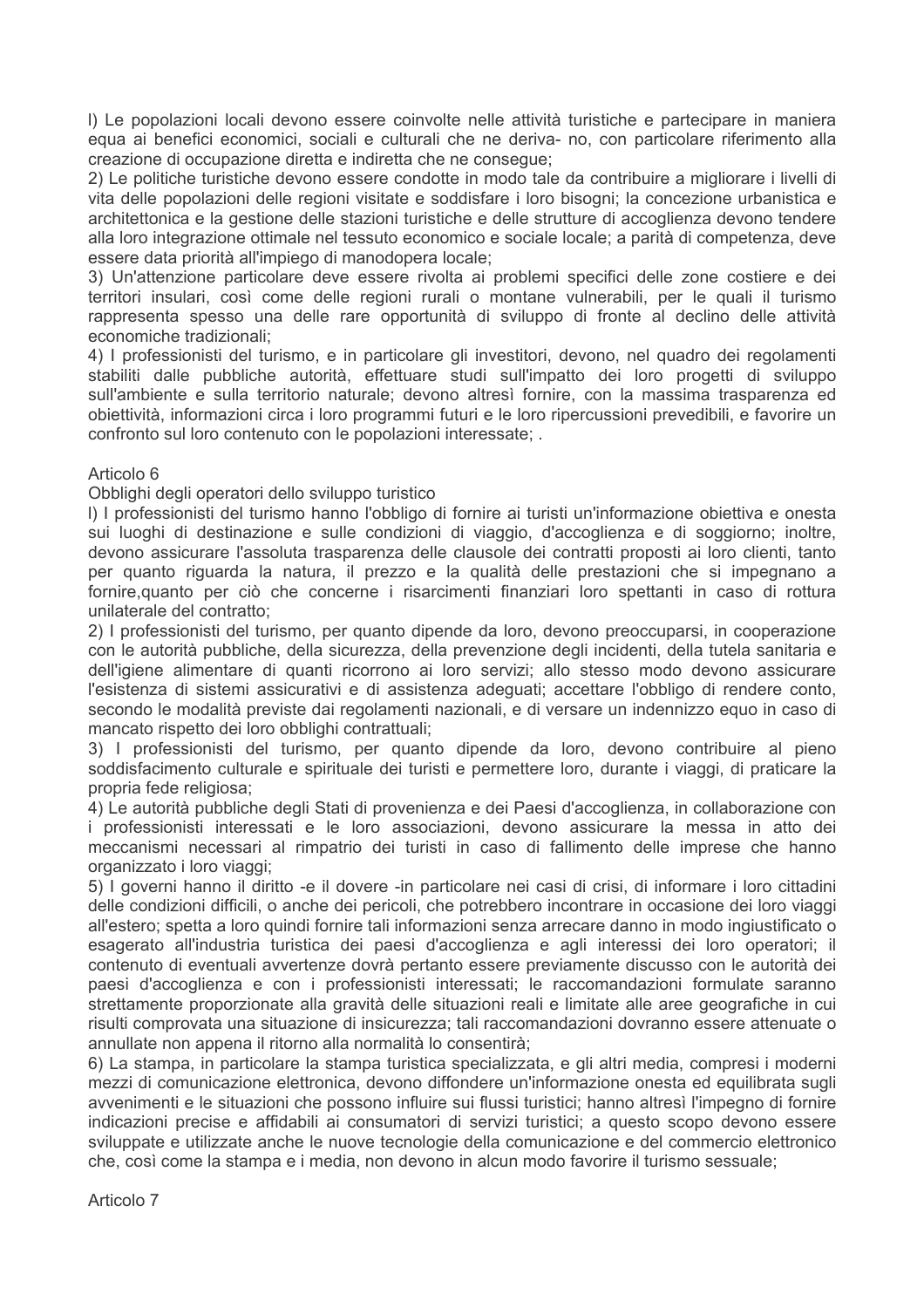l) Le popolazioni locali devono essere coinvolte nelle attività turistiche e partecipare in maniera equa ai benefici economici, sociali e culturali che ne deriva- no, con particolare riferimento alla creazione di occupazione diretta e indiretta che ne consegue;

2) Le politiche turistiche devono essere condotte in modo tale da contribuire a migliorare i livelli di vita delle popolazioni delle regioni visitate e soddisfare i loro bisogni; la concezione urbanistica e architettonica e la gestione delle stazioni turistiche e delle strutture di accoglienza devono tendere alla loro integrazione ottimale nel tessuto economico e sociale locale; a parità di competenza, deve essere data priorità all'impiego di manodopera locale;

3) Un'attenzione particolare deve essere rivolta ai problemi specifici delle zone costiere e dei territori insulari, così come delle regioni rurali o montane vulnerabili, per le quali il turismo rappresenta spesso una delle rare opportunità di sviluppo di fronte al declino delle attività economiche tradizionali;

4) I professionisti del turismo, e in particolare gli investitori, devono, nel quadro dei regolamenti stabiliti dalle pubbliche autorità, effettuare studi sull'impatto dei loro progetti di sviluppo sull'ambiente e sulla territorio naturale; devono altresì fornire, con la massima trasparenza ed obiettività, informazioni circa i loro programmi futuri e le loro ripercussioni prevedibili, e favorire un confronto sul loro contenuto con le popolazioni interessate; .

Articolo 6

Obblighi degli operatori dello sviluppo turistico

l) I professionisti del turismo hanno l'obbligo di fornire ai turisti un'informazione obiettiva e onesta sui luoghi di destinazione e sulle condizioni di viaggio, d'accoglienza e di soggiorno; inoltre, devono assicurare l'assoluta trasparenza delle clausole dei contratti proposti ai loro clienti, tanto per quanto riguarda la natura, il prezzo e la qualità delle prestazioni che si impegnano a fornire,quanto per ciò che concerne i risarcimenti finanziari loro spettanti in caso di rottura unilaterale del contratto;

2) I professionisti del turismo, per quanto dipende da loro, devono preoccuparsi, in cooperazione con le autorità pubbliche, della sicurezza, della prevenzione degli incidenti, della tutela sanitaria e dell'igiene alimentare di quanti ricorrono ai loro servizi; allo stesso modo devono assicurare l'esistenza di sistemi assicurativi e di assistenza adeguati; accettare l'obbligo di rendere conto, secondo le modalità previste dai regolamenti nazionali, e di versare un indennizzo equo in caso di mancato rispetto dei loro obblighi contrattuali;

3) I professionisti del turismo, per quanto dipende da loro, devono contribuire al pieno soddisfacimento culturale e spirituale dei turisti e permettere loro, durante i viaggi, di praticare la propria fede religiosa;

4) Le autorità pubbliche degli Stati di provenienza e dei Paesi d'accoglienza, in collaborazione con i professionisti interessati e le loro associazioni, devono assicurare la messa in atto dei meccanismi necessari al rimpatrio dei turisti in caso di fallimento delle imprese che hanno organizzato i loro viaggi;

5) I governi hanno il diritto -e il dovere -in particolare nei casi di crisi, di informare i loro cittadini delle condizioni difficili, o anche dei pericoli, che potrebbero incontrare in occasione dei loro viaggi all'estero; spetta a loro quindi fornire tali informazioni senza arrecare danno in modo ingiustificato o esagerato all'industria turistica dei paesi d'accoglienza e agli interessi dei loro operatori; il contenuto di eventuali avvertenze dovrà pertanto essere previamente discusso con le autorità dei paesi d'accoglienza e con i professionisti interessati; le raccomandazioni formulate saranno strettamente proporzionate alla gravità delle situazioni reali e limitate alle aree geografiche in cui risulti comprovata una situazione di insicurezza; tali raccomandazioni dovranno essere attenuate o annullate non appena il ritorno alla normalità lo consentirà;

6) La stampa, in particolare la stampa turistica specializzata, e gli altri media, compresi i moderni mezzi di comunicazione elettronica, devono diffondere un'informazione onesta ed equilibrata sugli avvenimenti e le situazioni che possono influire sui flussi turistici; hanno altresì l'impegno di fornire indicazioni precise e affidabili ai consumatori di servizi turistici; a questo scopo devono essere sviluppate e utilizzate anche le nuove tecnologie della comunicazione e del commercio elettronico che, così come la stampa e i media, non devono in alcun modo favorire il turismo sessuale;

Articolo 7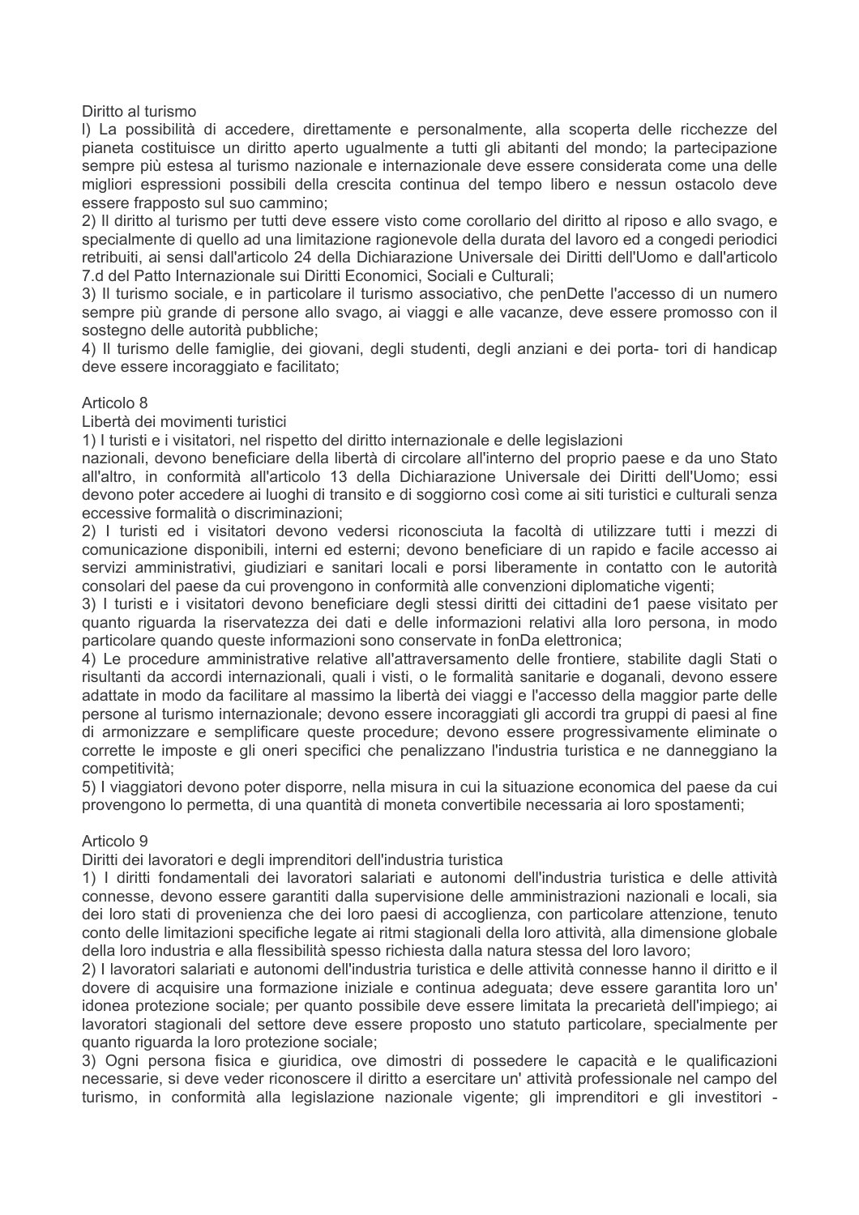Diritto al turismo

l) La possibilità di accedere, direttamente e personalmente, alla scoperta delle ricchezze del pianeta costituisce un diritto aperto ugualmente a tutti gli abitanti del mondo; la partecipazione sempre più estesa al turismo nazionale e internazionale deve essere considerata come una delle migliori espressioni possibili della crescita continua del tempo libero e nessun ostacolo deve essere frapposto sul suo cammino;

2) Il diritto al turismo per tutti deve essere visto come corollario del diritto al riposo e allo svago, e specialmente di quello ad una limitazione ragionevole della durata del lavoro ed a congedi periodici retribuiti, ai sensi dall'articolo 24 della Dichiarazione Universale dei Diritti dell'Uomo e dall'articolo 7.d del Patto Internazionale sui Diritti Economici, Sociali e Culturali;

3) Il turismo sociale, e in particolare il turismo associativo, che penDette l'accesso di un numero sempre più grande di persone allo svago, ai viaggi e alle vacanze, deve essere promosso con il sostegno delle autorità pubbliche;

4) Il turismo delle famiglie, dei giovani, degli studenti, degli anziani e dei porta- tori di handicap deve essere incoraggiato e facilitato;

Articolo 8

Libertà dei movimenti turistici

1) I turisti e i visitatori, nel rispetto del diritto internazionale e delle legislazioni nazionali, devono beneficiare della libertà di circolare all'interno del proprio paese e da uno Stato all'altro, in conformità all'articolo 13 della Dichiarazione Universale dei Diritti dell'Uomo; essi devono poter accedere ai luoghi di transito e di soggiorno così come ai siti turistici e culturali senza eccessive formalità o discriminazioni;

2) I turisti ed i visitatori devono vedersi riconosciuta la facoltà di utilizzare tutti i mezzi di comunicazione disponibili, interni ed esterni; devono beneficiare di un rapido e facile accesso ai servizi amministrativi, giudiziari e sanitari locali e porsi liberamente in contatto con le autorità consolari del paese da cui provengono in conformità alle convenzioni diplomatiche vigenti;

3) I turisti e i visitatori devono beneficiare degli stessi diritti dei cittadini de1 paese visitato per quanto riguarda la riservatezza dei dati e delle informazioni relativi alla loro persona, in modo particolare quando queste informazioni sono conservate in fonDa elettronica;

4) Le procedure amministrative relative all'attraversamento delle frontiere, stabilite dagli Stati o risultanti da accordi internazionali, quali i visti, o le formalità sanitarie e doganali, devono essere adattate in modo da facilitare al massimo la libertà dei viaggi e l'accesso della maggior parte delle persone al turismo internazionale; devono essere incoraggiati gli accordi tra gruppi di paesi al fine di armonizzare e semplificare queste procedure; devono essere progressivamente eliminate o corrette le imposte e gli oneri specifici che penalizzano l'industria turistica e ne danneggiano la competitività;

5) I viaggiatori devono poter disporre, nella misura in cui la situazione economica del paese da cui provengono lo permetta, di una quantità di moneta convertibile necessaria ai loro spostamenti;

Articolo 9

Diritti dei lavoratori e degli imprenditori dell'industria turistica

1) I diritti fondamentali dei lavoratori salariati e autonomi dell'industria turistica e delle attività connesse, devono essere garantiti dalla supervisione delle amministrazioni nazionali e locali, sia dei loro stati di provenienza che dei loro paesi di accoglienza, con particolare attenzione, tenuto conto delle limitazioni specifiche legate ai ritmi stagionali della loro attività, alla dimensione globale della loro industria e alla flessibilità spesso richiesta dalla natura stessa del loro lavoro;

2) I lavoratori salariati e autonomi dell'industria turistica e delle attività connesse hanno il diritto e il dovere di acquisire una formazione iniziale e continua adeguata; deve essere garantita loro un' idonea protezione sociale; per quanto possibile deve essere limitata la precarietà dell'impiego; ai lavoratori stagionali del settore deve essere proposto uno statuto particolare, specialmente per quanto riguarda la loro protezione sociale;

3) Ogni persona fisica e giuridica, ove dimostri di possedere le capacità e le qualificazioni necessarie, si deve veder riconoscere il diritto a esercitare un' attività professionale nel campo del turismo, in conformità alla legislazione nazionale vigente; gli imprenditori e gli investitori -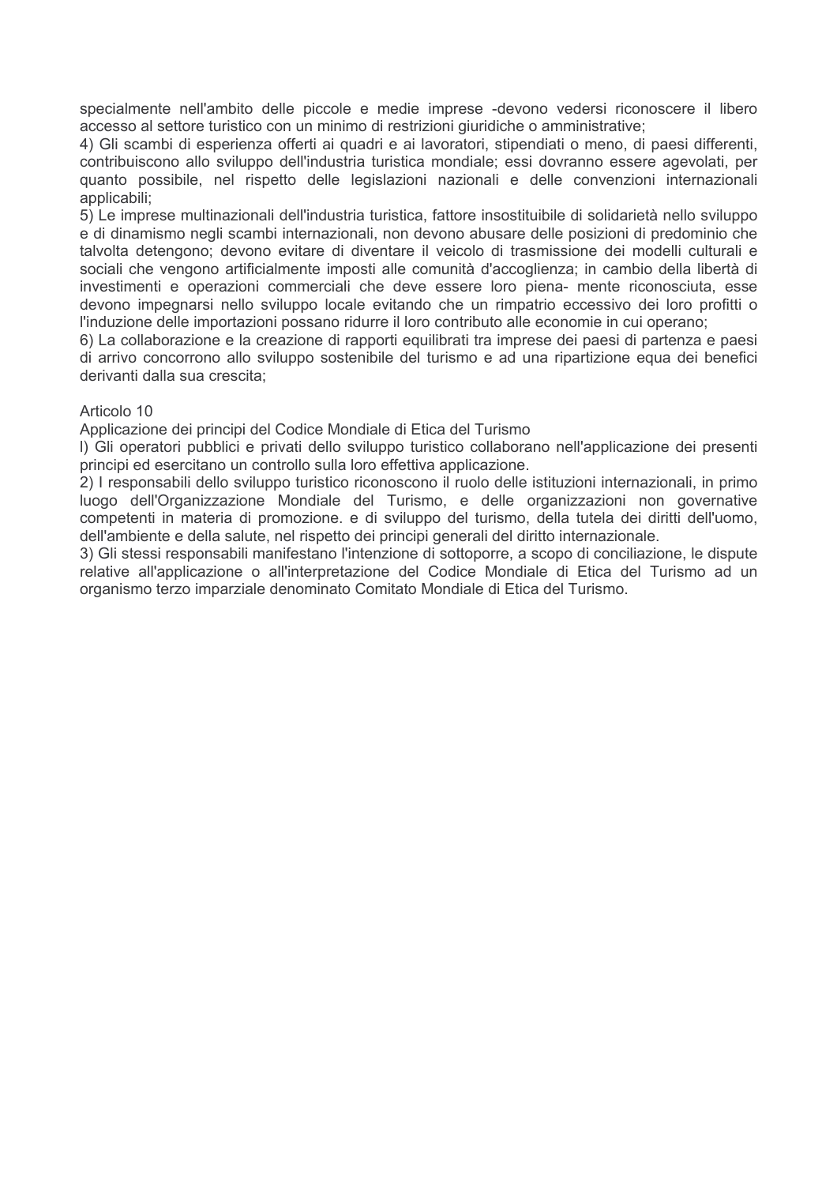specialmente nell'ambito delle piccole e medie imprese -devono vedersi riconoscere il libero accesso al settore turistico con un minimo di restrizioni giuridiche o amministrative;

4) Gli scambi di esperienza offerti ai quadri e ai lavoratori, stipendiati o meno, di paesi differenti, contribuiscono allo sviluppo dell'industria turistica mondiale; essi dovranno essere agevolati, per quanto possibile, nel rispetto delle legislazioni nazionali e delle convenzioni internazionali applicabili;

5) Le imprese multinazionali dell'industria turistica, fattore insostituibile di solidarietà nello sviluppo e di dinamismo negli scambi internazionali, non devono abusare delle posizioni di predominio che talvolta detengono; devono evitare di diventare il veicolo di trasmissione dei modelli culturali e sociali che vengono artificialmente imposti alle comunità d'accoglienza; in cambio della libertà di investimenti e operazioni commerciali che deve essere loro piena- mente riconosciuta, esse devono impegnarsi nello sviluppo locale evitando che un rimpatrio eccessivo dei loro profitti o l'induzione delle importazioni possano ridurre il loro contributo alle economie in cui operano;

6) La collaborazione e la creazione di rapporti equilibrati tra imprese dei paesi di partenza e paesi di arrivo concorrono allo sviluppo sostenibile del turismo e ad una ripartizione equa dei benefici derivanti dalla sua crescita;

Articolo 10

Applicazione dei principi del Codice Mondiale di Etica del Turismo

l) Gli operatori pubblici e privati dello sviluppo turistico collaborano nell'applicazione dei presenti principi ed esercitano un controllo sulla loro effettiva applicazione.

2) I responsabili dello sviluppo turistico riconoscono il ruolo delle istituzioni internazionali, in primo luogo dell'Organizzazione Mondiale del Turismo, e delle organizzazioni non governative competenti in materia di promozione. e di sviluppo del turismo, della tutela dei diritti dell'uomo, dell'ambiente e della salute, nel rispetto dei principi generali del diritto internazionale.

3) Gli stessi responsabili manifestano l'intenzione di sottoporre, a scopo di conciliazione, le dispute relative all'applicazione o all'interpretazione del Codice Mondiale di Etica del Turismo ad un organismo terzo imparziale denominato Comitato Mondiale di Etica del Turismo.